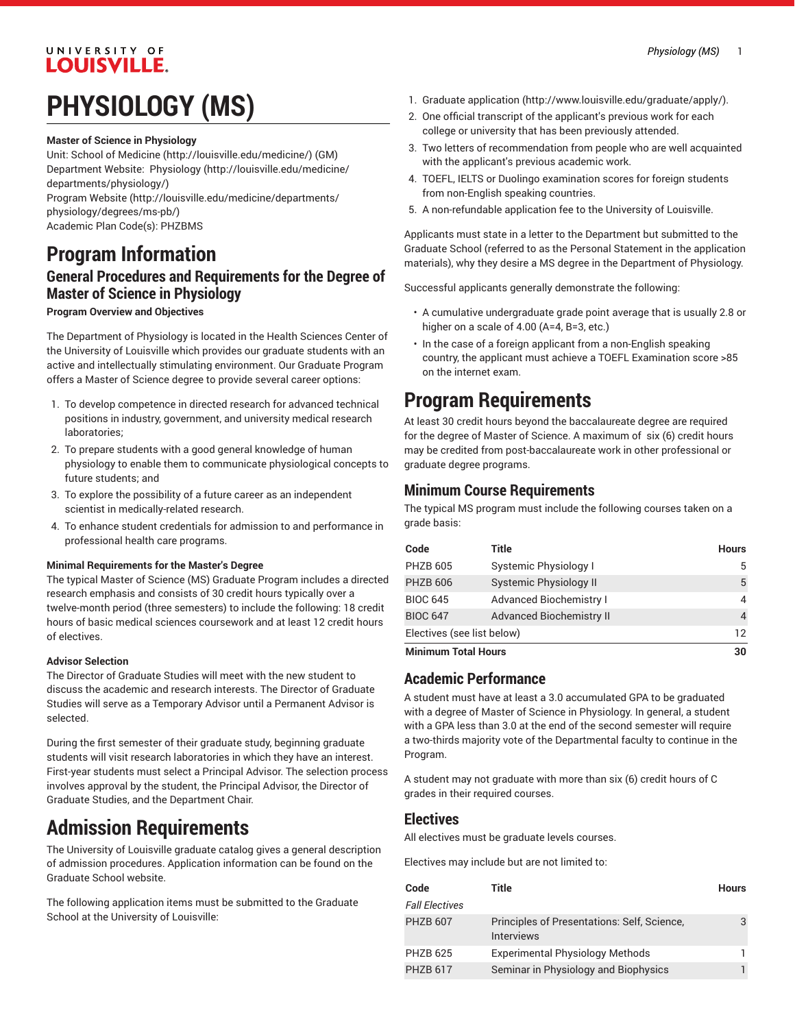# PHYSIOLOGY (MS)

**Master of Science in Physiology**

Unit: School of Medicine (http://louisville.edu/medicine/) (GM)
Department Website: Physiology (http://louisville.edu/medicine/departments/physiology/)
Program Website (http://louisville.edu/medicine/departments/physiology/degrees/ms-pb/)
Academic Plan Code(s): PHZBMS

# Program Information

## General Procedures and Requirements for the Degree of Master of Science in Physiology

**Program Overview and Objectives**

The Department of Physiology is located in the Health Sciences Center of the University of Louisville which provides our graduate students with an active and intellectually stimulating environment. Our Graduate Program offers a Master of Science degree to provide several career options:

1. To develop competence in directed research for advanced technical positions in industry, government, and university medical research laboratories;
2. To prepare students with a good general knowledge of human physiology to enable them to communicate physiological concepts to future students; and
3. To explore the possibility of a future career as an independent scientist in medically-related research.
4. To enhance student credentials for admission to and performance in professional health care programs.

**Minimal Requirements for the Master's Degree**

The typical Master of Science (MS) Graduate Program includes a directed research emphasis and consists of 30 credit hours typically over a twelve-month period (three semesters) to include the following: 18 credit hours of basic medical sciences coursework and at least 12 credit hours of electives.

**Advisor Selection**

The Director of Graduate Studies will meet with the new student to discuss the academic and research interests. The Director of Graduate Studies will serve as a Temporary Advisor until a Permanent Advisor is selected.

During the first semester of their graduate study, beginning graduate students will visit research laboratories in which they have an interest. First-year students must select a Principal Advisor. The selection process involves approval by the student, the Principal Advisor, the Director of Graduate Studies, and the Department Chair.

# Admission Requirements

The University of Louisville graduate catalog gives a general description of admission procedures. Application information can be found on the Graduate School website.

The following application items must be submitted to the Graduate School at the University of Louisville:

1. Graduate application (http://www.louisville.edu/graduate/apply/).
2. One official transcript of the applicant's previous work for each college or university that has been previously attended.
3. Two letters of recommendation from people who are well acquainted with the applicant's previous academic work.
4. TOEFL, IELTS or Duolingo examination scores for foreign students from non-English speaking countries.
5. A non-refundable application fee to the University of Louisville.

Applicants must state in a letter to the Department but submitted to the Graduate School (referred to as the Personal Statement in the application materials), why they desire a MS degree in the Department of Physiology.

Successful applicants generally demonstrate the following:

- A cumulative undergraduate grade point average that is usually 2.8 or higher on a scale of 4.00 (A=4, B=3, etc.)
- In the case of a foreign applicant from a non-English speaking country, the applicant must achieve a TOEFL Examination score >85 on the internet exam.

# Program Requirements

At least 30 credit hours beyond the baccalaureate degree are required for the degree of Master of Science. A maximum of six (6) credit hours may be credited from post-baccalaureate work in other professional or graduate degree programs.

## Minimum Course Requirements

The typical MS program must include the following courses taken on a grade basis:

| Code | Title | Hours |
|---|---|---|
| PHZB 605 | Systemic Physiology I | 5 |
| PHZB 606 | Systemic Physiology II | 5 |
| BIOC 645 | Advanced Biochemistry I | 4 |
| BIOC 647 | Advanced Biochemistry II | 4 |
| Electives (see list below) | | 12 |
| **Minimum Total Hours** | | **30** |

## Academic Performance

A student must have at least a 3.0 accumulated GPA to be graduated with a degree of Master of Science in Physiology. In general, a student with a GPA less than 3.0 at the end of the second semester will require a two-thirds majority vote of the Departmental faculty to continue in the Program.

A student may not graduate with more than six (6) credit hours of C grades in their required courses.

## Electives

All electives must be graduate levels courses.

Electives may include but are not limited to:

| Code | Title | Hours |
|---|---|---|
| *Fall Electives* | | |
| PHZB 607 | Principles of Presentations: Self, Science, Interviews | 3 |
| PHZB 625 | Experimental Physiology Methods | 1 |
| PHZB 617 | Seminar in Physiology and Biophysics | 1 |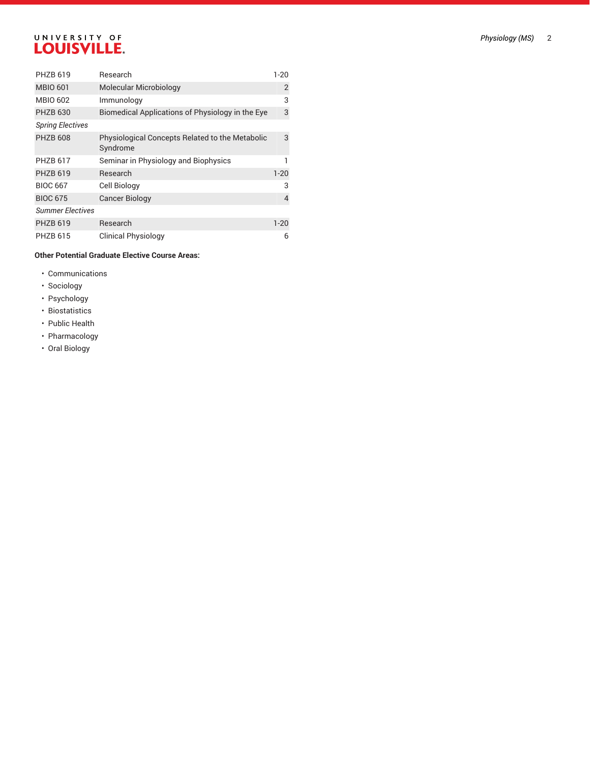| | | |
|---|---|---|
| PHZB 619 | Research | 1-20 |
| MBIO 601 | Molecular Microbiology | 2 |
| MBIO 602 | Immunology | 3 |
| PHZB 630 | Biomedical Applications of Physiology in the Eye | 3 |
| *Spring Electives* | | |
| PHZB 608 | Physiological Concepts Related to the Metabolic Syndrome | 3 |
| PHZB 617 | Seminar in Physiology and Biophysics | 1 |
| PHZB 619 | Research | 1-20 |
| BIOC 667 | Cell Biology | 3 |
| BIOC 675 | Cancer Biology | 4 |
| *Summer Electives* | | |
| PHZB 619 | Research | 1-20 |
| PHZB 615 | Clinical Physiology | 6 |

**Other Potential Graduate Elective Course Areas:**

- Communications
- Sociology
- Psychology
- Biostatistics
- Public Health
- Pharmacology
- Oral Biology